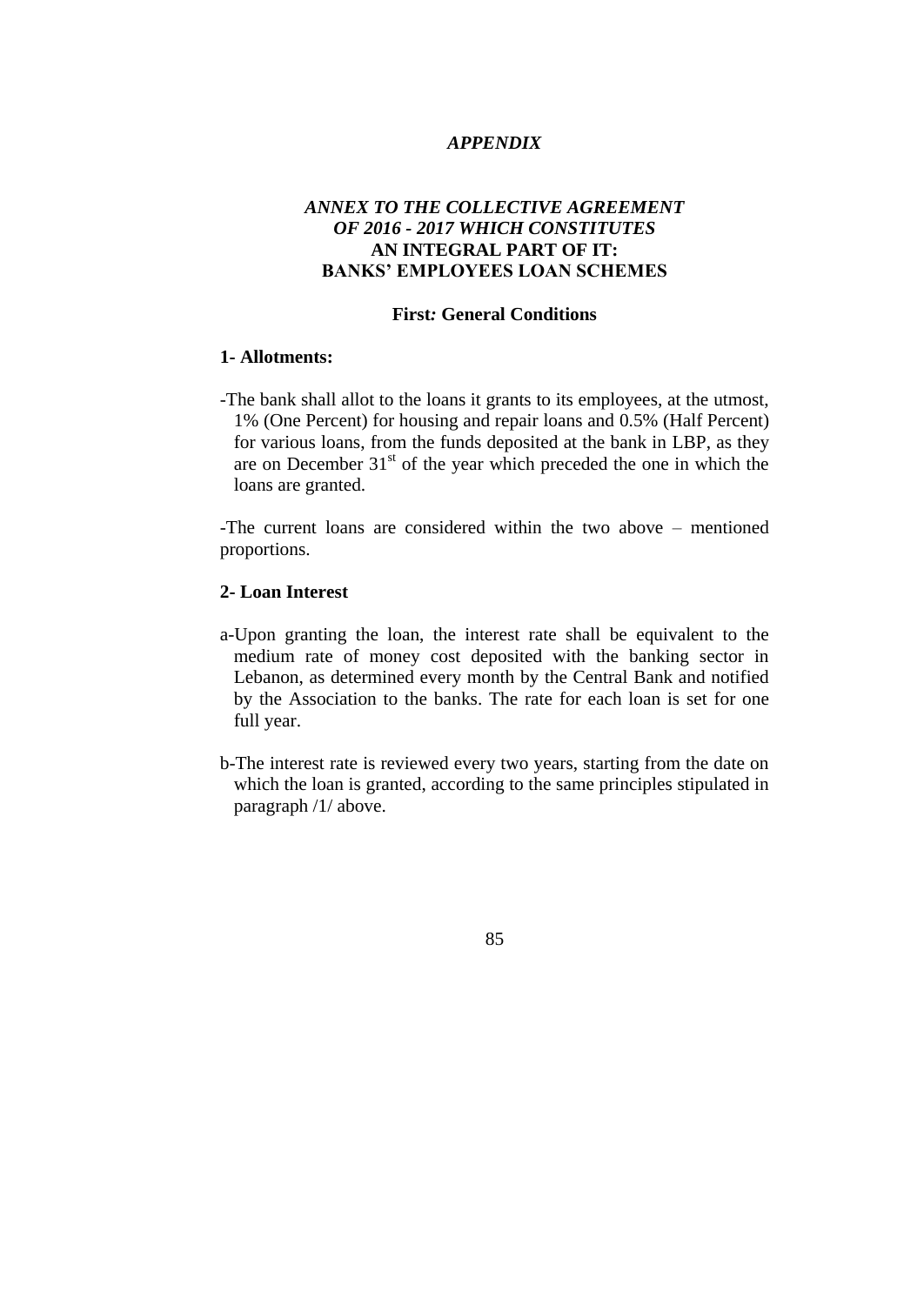# *APPENDIX*

## *ANNEX TO THE COLLECTIVE AGREEMENT OF 2016 - 2017 WHICH CONSTITUTES* AN INTEGRAL PART OF IT: BANKS' EMPLOYEES LOAN SCHEMES

### First*:* General Conditions

**1- Allotments:**

-The bank shall allot to the loans it grants to its employees, at the utmost, 1% (One Percent) for housing and repair loans and 0.5% (Half Percent) for various loans, from the funds deposited at the bank in LBP, as they are on December 31st of the year which preceded the one in which the loans are granted.

-The current loans are considered within the two above – mentioned proportions.

**2- Loan Interest**

a-Upon granting the loan, the interest rate shall be equivalent to the medium rate of money cost deposited with the banking sector in Lebanon, as determined every month by the Central Bank and notified by the Association to the banks. The rate for each loan is set for one full year.

b-The interest rate is reviewed every two years, starting from the date on which the loan is granted, according to the same principles stipulated in paragraph /1/ above.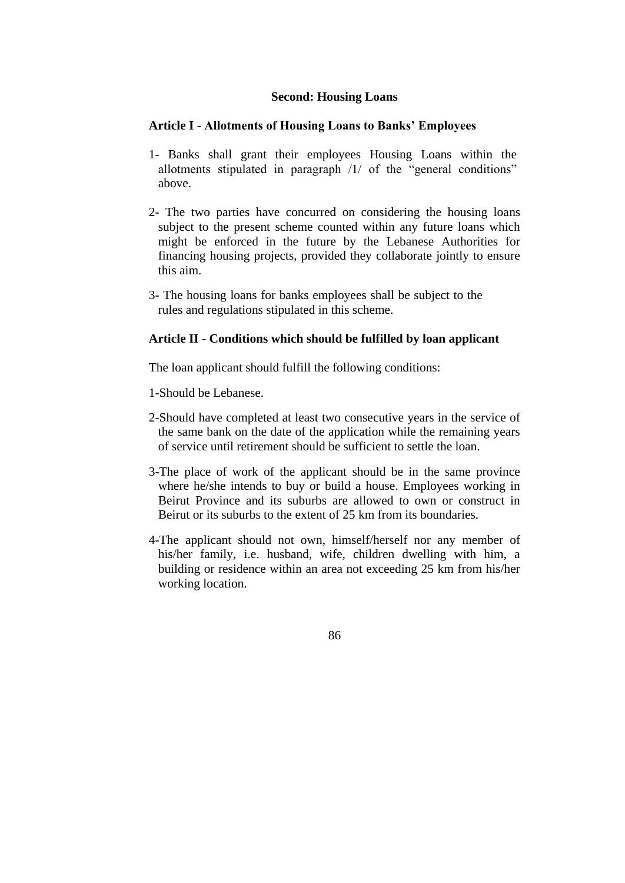## Second: Housing Loans

### Article I - Allotments of Housing Loans to Banks' Employees

1- Banks shall grant their employees Housing Loans within the allotments stipulated in paragraph /1/ of the "general conditions" above.

2- The two parties have concurred on considering the housing loans subject to the present scheme counted within any future loans which might be enforced in the future by the Lebanese Authorities for financing housing projects, provided they collaborate jointly to ensure this aim.

3- The housing loans for banks employees shall be subject to the rules and regulations stipulated in this scheme.

### Article II - Conditions which should be fulfilled by loan applicant

The loan applicant should fulfill the following conditions:

1-Should be Lebanese.

2-Should have completed at least two consecutive years in the service of the same bank on the date of the application while the remaining years of service until retirement should be sufficient to settle the loan.

3-The place of work of the applicant should be in the same province where he/she intends to buy or build a house. Employees working in Beirut Province and its suburbs are allowed to own or construct in Beirut or its suburbs to the extent of 25 km from its boundaries.

4-The applicant should not own, himself/herself nor any member of his/her family, i.e. husband, wife, children dwelling with him, a building or residence within an area not exceeding 25 km from his/her working location.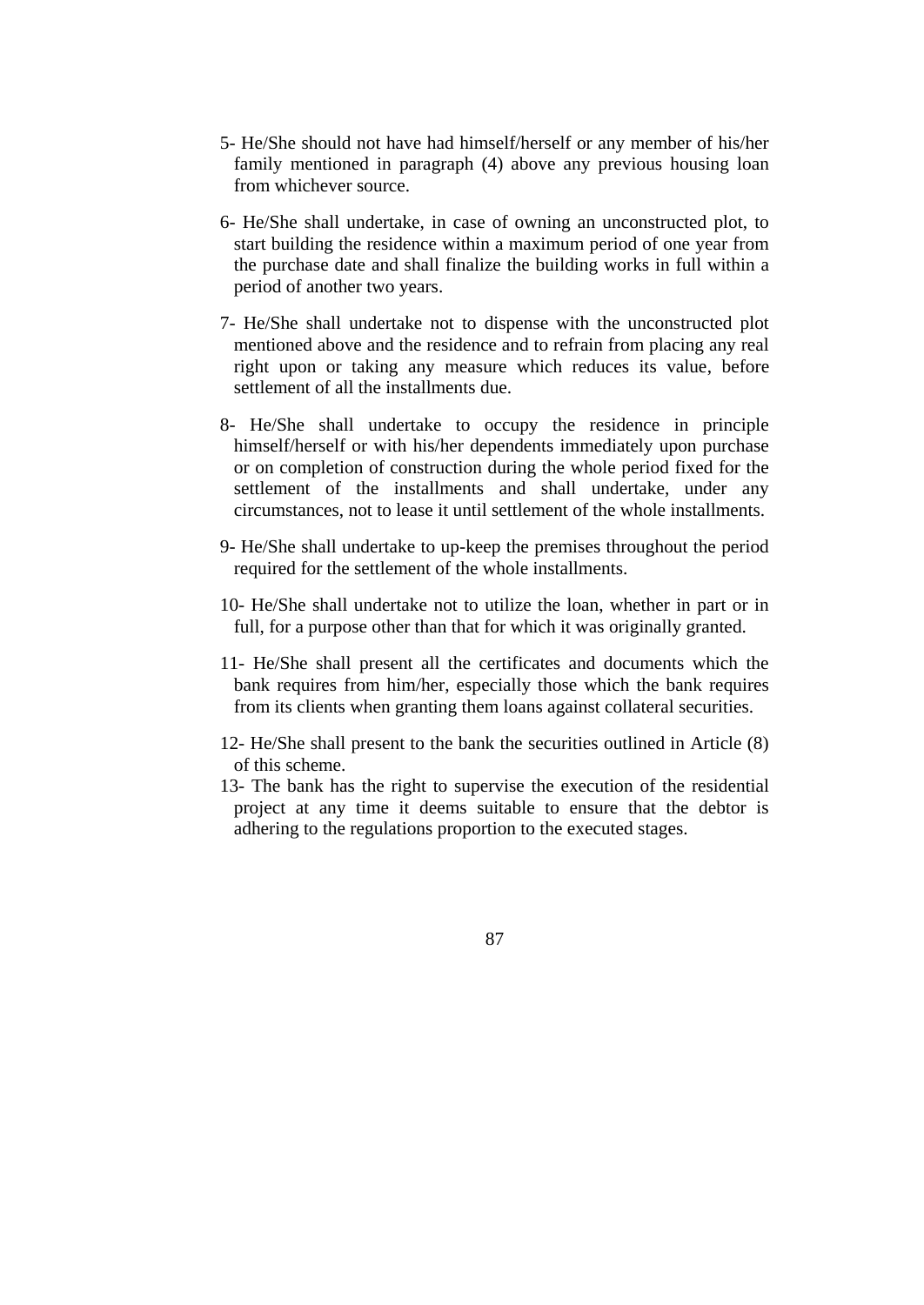5- He/She should not have had himself/herself or any member of his/her family mentioned in paragraph (4) above any previous housing loan from whichever source.

6- He/She shall undertake, in case of owning an unconstructed plot, to start building the residence within a maximum period of one year from the purchase date and shall finalize the building works in full within a period of another two years.

7- He/She shall undertake not to dispense with the unconstructed plot mentioned above and the residence and to refrain from placing any real right upon or taking any measure which reduces its value, before settlement of all the installments due.

8- He/She shall undertake to occupy the residence in principle himself/herself or with his/her dependents immediately upon purchase or on completion of construction during the whole period fixed for the settlement of the installments and shall undertake, under any circumstances, not to lease it until settlement of the whole installments.

9- He/She shall undertake to up-keep the premises throughout the period required for the settlement of the whole installments.

10- He/She shall undertake not to utilize the loan, whether in part or in full, for a purpose other than that for which it was originally granted.

11- He/She shall present all the certificates and documents which the bank requires from him/her, especially those which the bank requires from its clients when granting them loans against collateral securities.

12- He/She shall present to the bank the securities outlined in Article (8) of this scheme.

13- The bank has the right to supervise the execution of the residential project at any time it deems suitable to ensure that the debtor is adhering to the regulations proportion to the executed stages.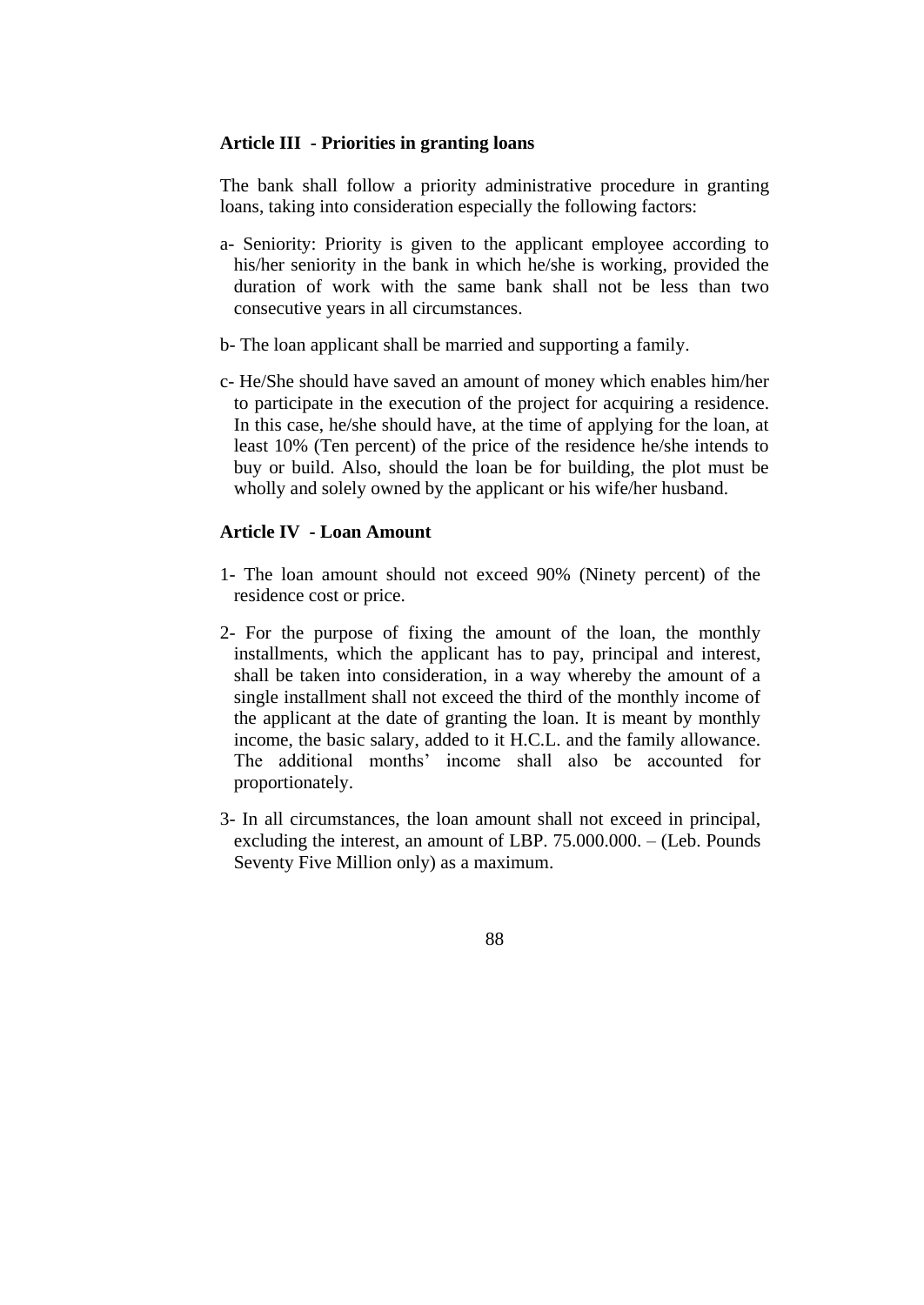**Article III - Priorities in granting loans**

The bank shall follow a priority administrative procedure in granting loans, taking into consideration especially the following factors:

a- Seniority: Priority is given to the applicant employee according to his/her seniority in the bank in which he/she is working, provided the duration of work with the same bank shall not be less than two consecutive years in all circumstances.

b- The loan applicant shall be married and supporting a family.

c- He/She should have saved an amount of money which enables him/her to participate in the execution of the project for acquiring a residence. In this case, he/she should have, at the time of applying for the loan, at least 10% (Ten percent) of the price of the residence he/she intends to buy or build. Also, should the loan be for building, the plot must be wholly and solely owned by the applicant or his wife/her husband.

**Article IV - Loan Amount**

1- The loan amount should not exceed 90% (Ninety percent) of the residence cost or price.

2- For the purpose of fixing the amount of the loan, the monthly installments, which the applicant has to pay, principal and interest, shall be taken into consideration, in a way whereby the amount of a single installment shall not exceed the third of the monthly income of the applicant at the date of granting the loan. It is meant by monthly income, the basic salary, added to it H.C.L. and the family allowance. The additional months' income shall also be accounted for proportionately.

3- In all circumstances, the loan amount shall not exceed in principal, excluding the interest, an amount of LBP. 75.000.000. – (Leb. Pounds Seventy Five Million only) as a maximum.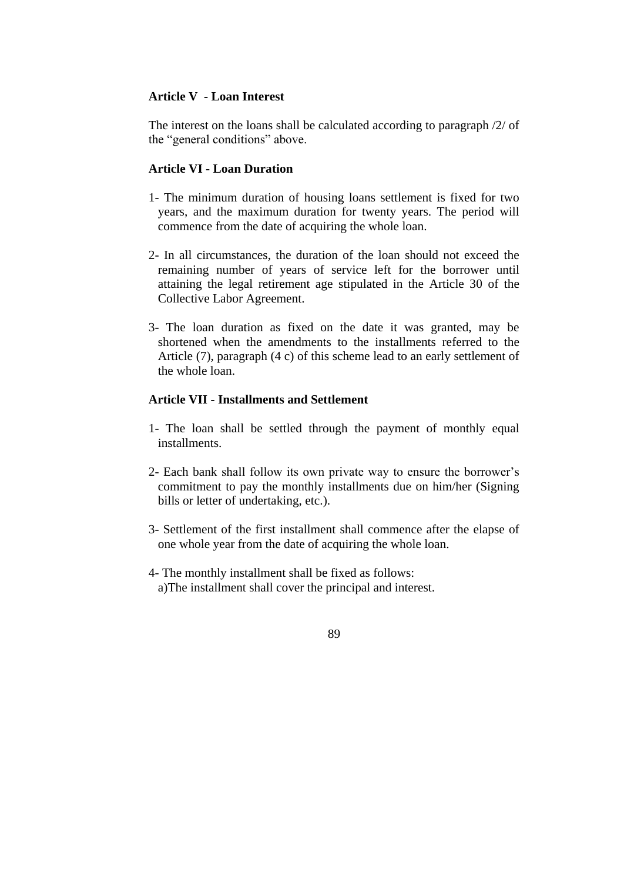### Article V - Loan Interest

The interest on the loans shall be calculated according to paragraph /2/ of the "general conditions" above.

### Article VI - Loan Duration

1- The minimum duration of housing loans settlement is fixed for two years, and the maximum duration for twenty years. The period will commence from the date of acquiring the whole loan.

2- In all circumstances, the duration of the loan should not exceed the remaining number of years of service left for the borrower until attaining the legal retirement age stipulated in the Article 30 of the Collective Labor Agreement.

3- The loan duration as fixed on the date it was granted, may be shortened when the amendments to the installments referred to the Article (7), paragraph (4 c) of this scheme lead to an early settlement of the whole loan.

### Article VII - Installments and Settlement

1- The loan shall be settled through the payment of monthly equal installments.

2- Each bank shall follow its own private way to ensure the borrower's commitment to pay the monthly installments due on him/her (Signing bills or letter of undertaking, etc.).

3- Settlement of the first installment shall commence after the elapse of one whole year from the date of acquiring the whole loan.

4- The monthly installment shall be fixed as follows:
a)The installment shall cover the principal and interest.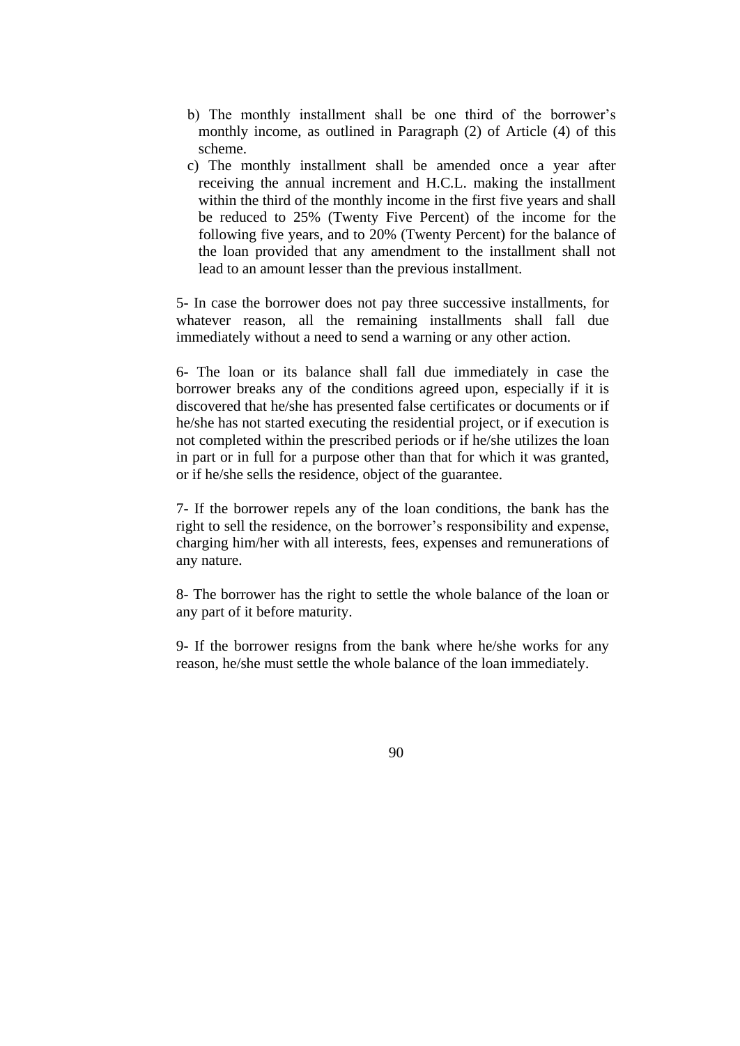b) The monthly installment shall be one third of the borrower's monthly income, as outlined in Paragraph (2) of Article (4) of this scheme.

c) The monthly installment shall be amended once a year after receiving the annual increment and H.C.L. making the installment within the third of the monthly income in the first five years and shall be reduced to 25% (Twenty Five Percent) of the income for the following five years, and to 20% (Twenty Percent) for the balance of the loan provided that any amendment to the installment shall not lead to an amount lesser than the previous installment.

5- In case the borrower does not pay three successive installments, for whatever reason, all the remaining installments shall fall due immediately without a need to send a warning or any other action.

6- The loan or its balance shall fall due immediately in case the borrower breaks any of the conditions agreed upon, especially if it is discovered that he/she has presented false certificates or documents or if he/she has not started executing the residential project, or if execution is not completed within the prescribed periods or if he/she utilizes the loan in part or in full for a purpose other than that for which it was granted, or if he/she sells the residence, object of the guarantee.

7- If the borrower repels any of the loan conditions, the bank has the right to sell the residence, on the borrower's responsibility and expense, charging him/her with all interests, fees, expenses and remunerations of any nature.

8- The borrower has the right to settle the whole balance of the loan or any part of it before maturity.

9- If the borrower resigns from the bank where he/she works for any reason, he/she must settle the whole balance of the loan immediately.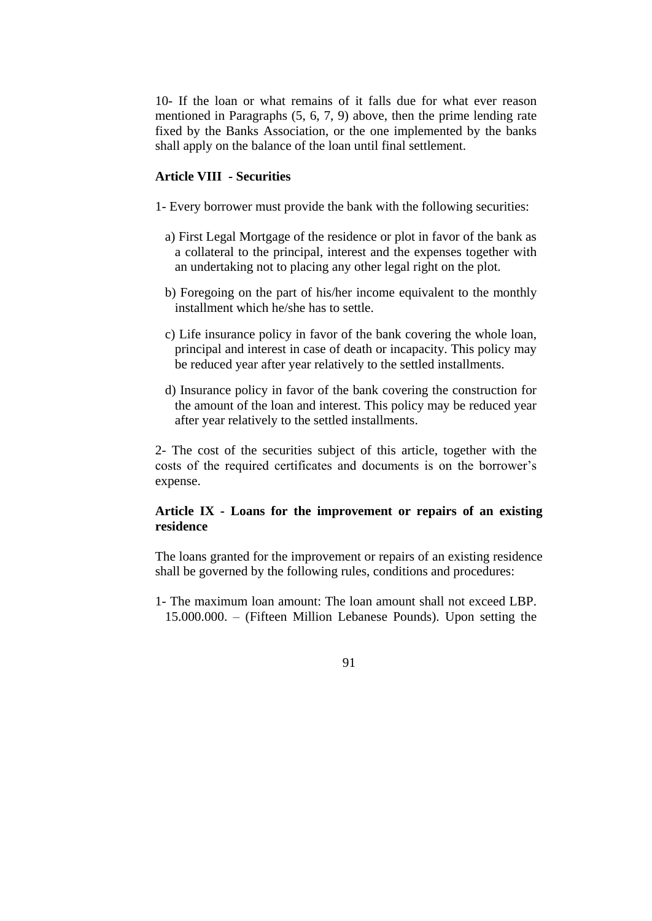10- If the loan or what remains of it falls due for what ever reason mentioned in Paragraphs (5, 6, 7, 9) above, then the prime lending rate fixed by the Banks Association, or the one implemented by the banks shall apply on the balance of the loan until final settlement.

**Article VIII - Securities**

1- Every borrower must provide the bank with the following securities:

a) First Legal Mortgage of the residence or plot in favor of the bank as a collateral to the principal, interest and the expenses together with an undertaking not to placing any other legal right on the plot.

b) Foregoing on the part of his/her income equivalent to the monthly installment which he/she has to settle.

c) Life insurance policy in favor of the bank covering the whole loan, principal and interest in case of death or incapacity. This policy may be reduced year after year relatively to the settled installments.

d) Insurance policy in favor of the bank covering the construction for the amount of the loan and interest. This policy may be reduced year after year relatively to the settled installments.

2- The cost of the securities subject of this article, together with the costs of the required certificates and documents is on the borrower's expense.

**Article IX - Loans for the improvement or repairs of an existing residence**

The loans granted for the improvement or repairs of an existing residence shall be governed by the following rules, conditions and procedures:

1- The maximum loan amount: The loan amount shall not exceed LBP. 15.000.000. – (Fifteen Million Lebanese Pounds). Upon setting the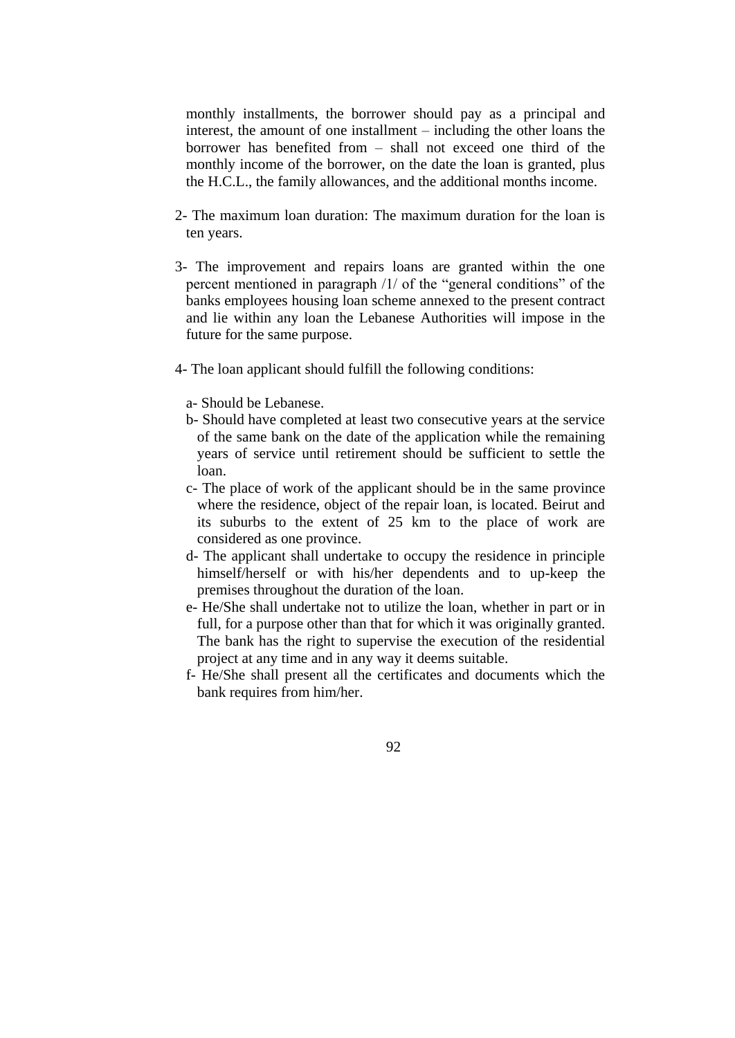monthly installments, the borrower should pay as a principal and interest, the amount of one installment – including the other loans the borrower has benefited from – shall not exceed one third of the monthly income of the borrower, on the date the loan is granted, plus the H.C.L., the family allowances, and the additional months income.

2- The maximum loan duration: The maximum duration for the loan is ten years.

3- The improvement and repairs loans are granted within the one percent mentioned in paragraph /1/ of the "general conditions" of the banks employees housing loan scheme annexed to the present contract and lie within any loan the Lebanese Authorities will impose in the future for the same purpose.

4- The loan applicant should fulfill the following conditions:

a- Should be Lebanese.
b- Should have completed at least two consecutive years at the service of the same bank on the date of the application while the remaining years of service until retirement should be sufficient to settle the loan.
c- The place of work of the applicant should be in the same province where the residence, object of the repair loan, is located. Beirut and its suburbs to the extent of 25 km to the place of work are considered as one province.
d- The applicant shall undertake to occupy the residence in principle himself/herself or with his/her dependents and to up-keep the premises throughout the duration of the loan.
e- He/She shall undertake not to utilize the loan, whether in part or in full, for a purpose other than that for which it was originally granted. The bank has the right to supervise the execution of the residential project at any time and in any way it deems suitable.
f- He/She shall present all the certificates and documents which the bank requires from him/her.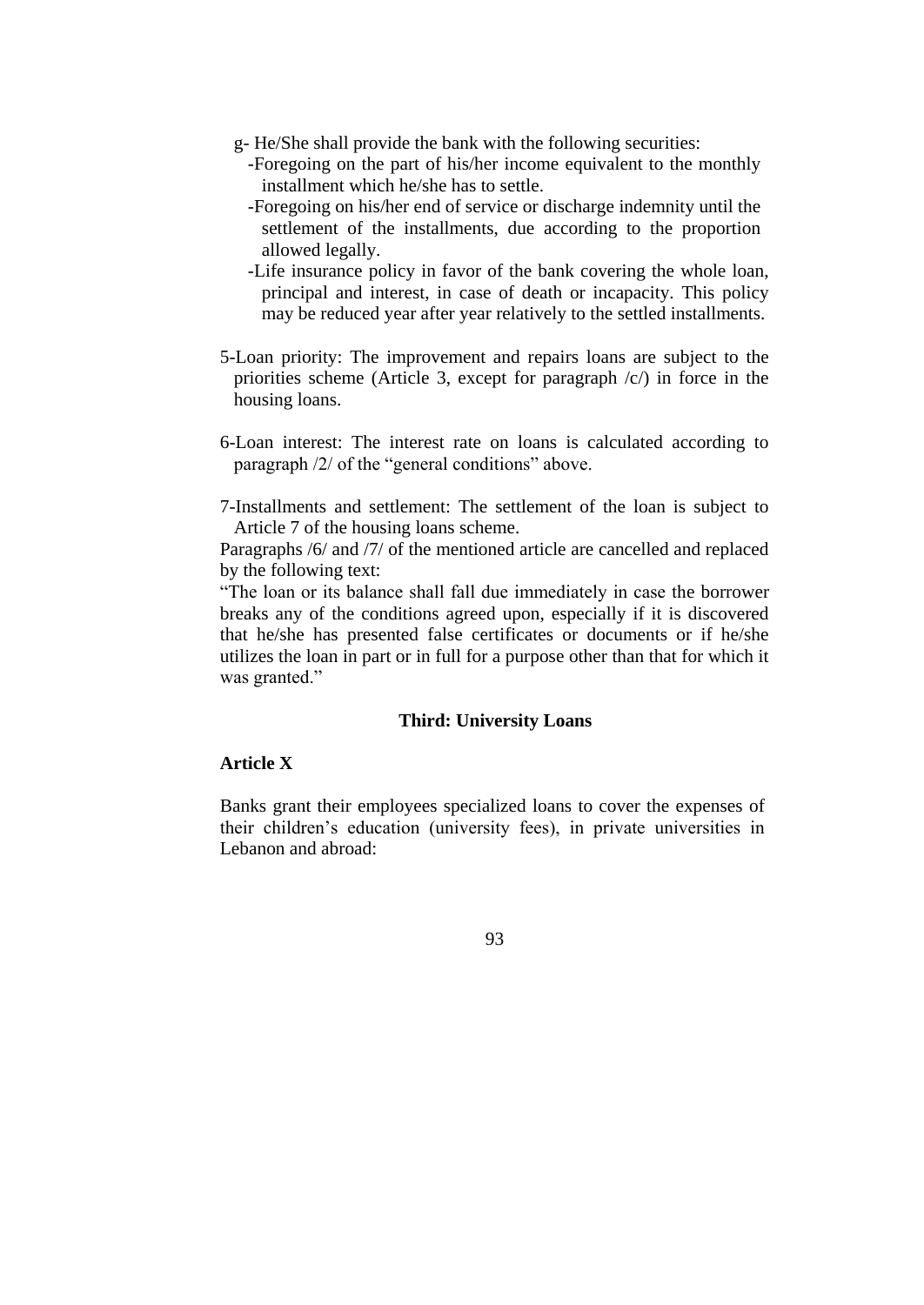g- He/She shall provide the bank with the following securities:

- Foregoing on the part of his/her income equivalent to the monthly installment which he/she has to settle.
- Foregoing on his/her end of service or discharge indemnity until the settlement of the installments, due according to the proportion allowed legally.
- Life insurance policy in favor of the bank covering the whole loan, principal and interest, in case of death or incapacity. This policy may be reduced year after year relatively to the settled installments.

5-Loan priority: The improvement and repairs loans are subject to the priorities scheme (Article 3, except for paragraph /c/) in force in the housing loans.

6-Loan interest: The interest rate on loans is calculated according to paragraph /2/ of the "general conditions" above.

7-Installments and settlement: The settlement of the loan is subject to Article 7 of the housing loans scheme.

Paragraphs /6/ and /7/ of the mentioned article are cancelled and replaced by the following text:

"The loan or its balance shall fall due immediately in case the borrower breaks any of the conditions agreed upon, especially if it is discovered that he/she has presented false certificates or documents or if he/she utilizes the loan in part or in full for a purpose other than that for which it was granted."

### Third: University Loans

**Article X**

Banks grant their employees specialized loans to cover the expenses of their children's education (university fees), in private universities in Lebanon and abroad: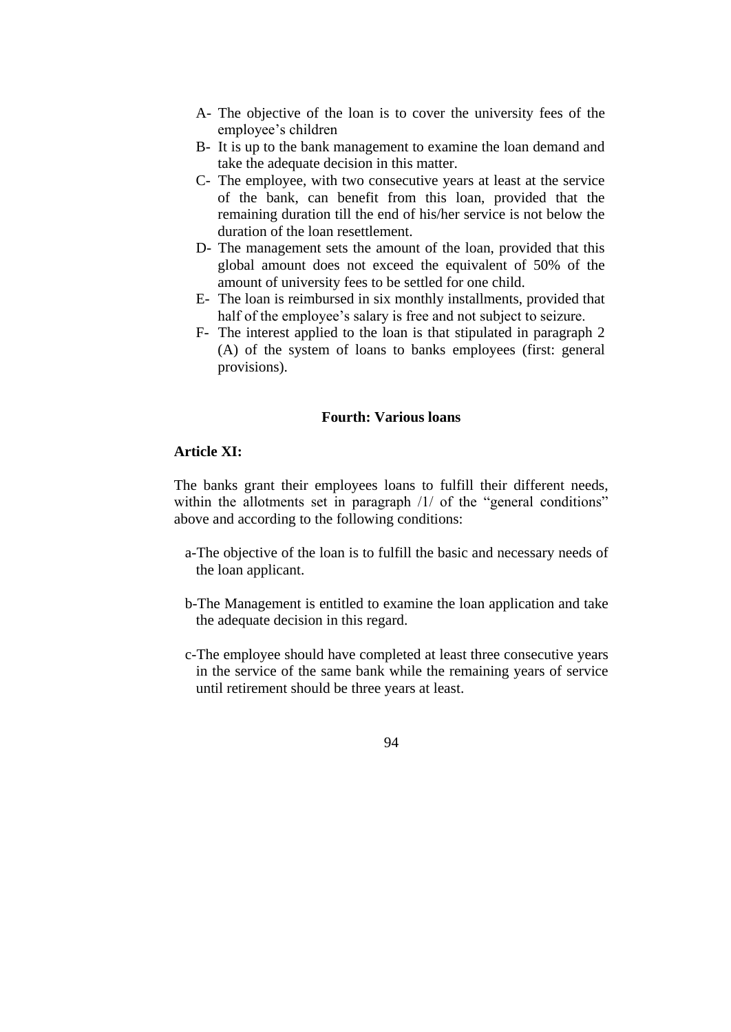A- The objective of the loan is to cover the university fees of the employee's children

B- It is up to the bank management to examine the loan demand and take the adequate decision in this matter.

C- The employee, with two consecutive years at least at the service of the bank, can benefit from this loan, provided that the remaining duration till the end of his/her service is not below the duration of the loan resettlement.

D- The management sets the amount of the loan, provided that this global amount does not exceed the equivalent of 50% of the amount of university fees to be settled for one child.

E- The loan is reimbursed in six monthly installments, provided that half of the employee's salary is free and not subject to seizure.

F- The interest applied to the loan is that stipulated in paragraph 2 (A) of the system of loans to banks employees (first: general provisions).

### Fourth: Various loans

**Article XI:**

The banks grant their employees loans to fulfill their different needs, within the allotments set in paragraph /1/ of the "general conditions" above and according to the following conditions:

a-The objective of the loan is to fulfill the basic and necessary needs of the loan applicant.

b-The Management is entitled to examine the loan application and take the adequate decision in this regard.

c-The employee should have completed at least three consecutive years in the service of the same bank while the remaining years of service until retirement should be three years at least.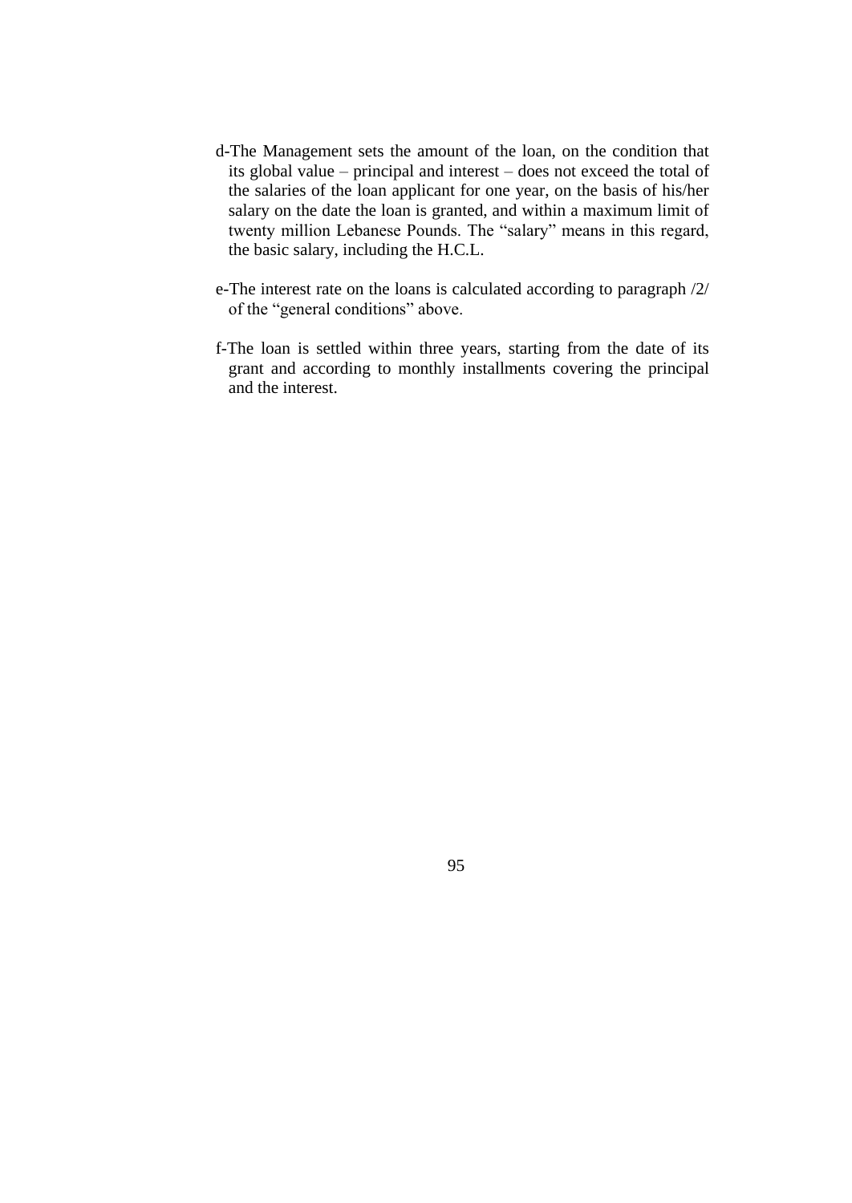d-The Management sets the amount of the loan, on the condition that its global value – principal and interest – does not exceed the total of the salaries of the loan applicant for one year, on the basis of his/her salary on the date the loan is granted, and within a maximum limit of twenty million Lebanese Pounds. The "salary" means in this regard, the basic salary, including the H.C.L.

e-The interest rate on the loans is calculated according to paragraph /2/ of the "general conditions" above.

f-The loan is settled within three years, starting from the date of its grant and according to monthly installments covering the principal and the interest.